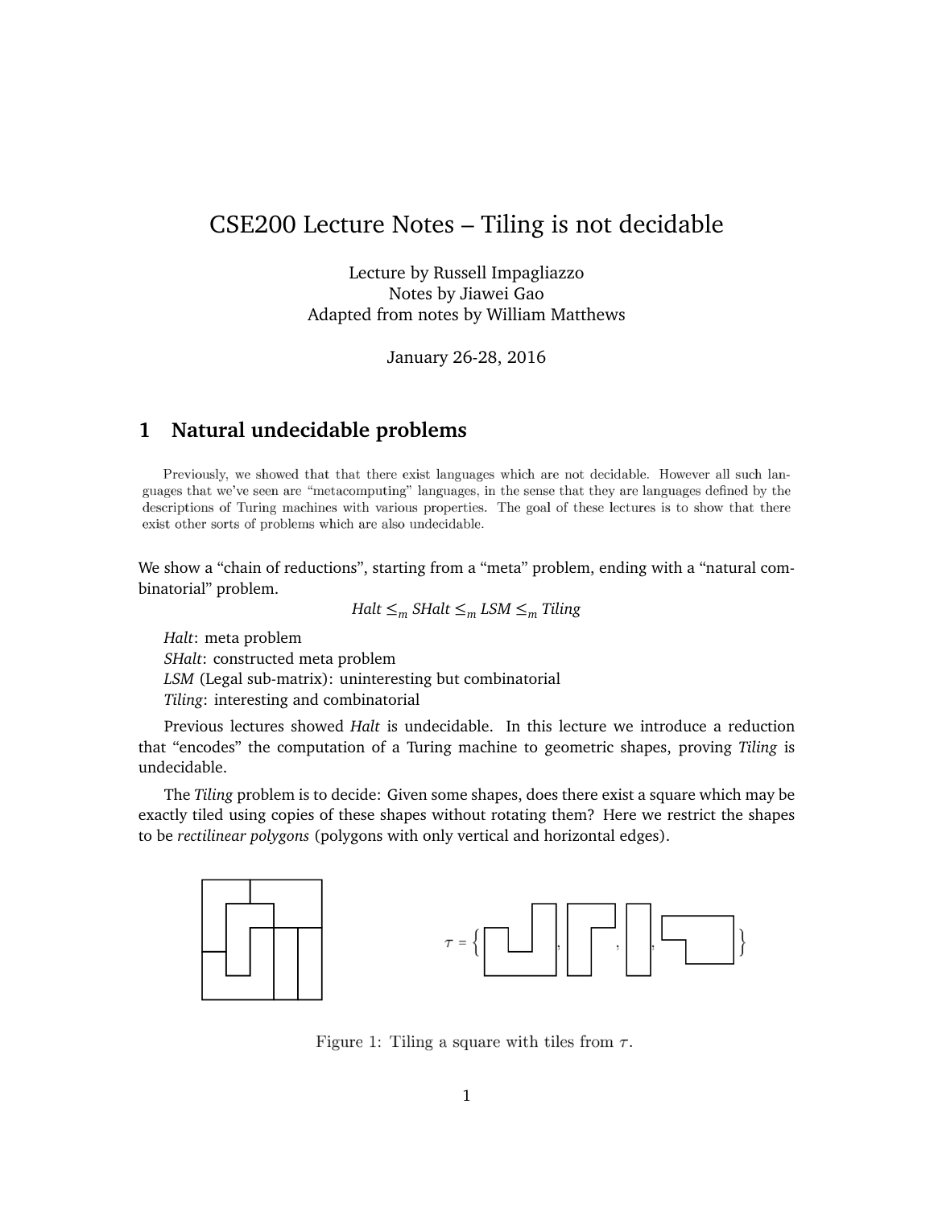# CSE200 Lecture Notes – Tiling is not decidable

Lecture by Russell Impagliazzo
Notes by Jiawei Gao
Adapted from notes by William Matthews

January 26-28, 2016

## 1 Natural undecidable problems

Previously, we showed that that there exist languages which are not decidable. However all such languages that we've seen are "metacomputing" languages, in the sense that they are languages defined by the descriptions of Turing machines with various properties. The goal of these lectures is to show that there exist other sorts of problems which are also undecidable.

We show a "chain of reductions", starting from a "meta" problem, ending with a "natural combinatorial" problem.

$$Halt \leq_m SHalt \leq_m LSM \leq_m Tiling$$

*Halt*: meta problem
*SHalt*: constructed meta problem
*LSM* (Legal sub-matrix): uninteresting but combinatorial
*Tiling*: interesting and combinatorial

Previous lectures showed *Halt* is undecidable. In this lecture we introduce a reduction that "encodes" the computation of a Turing machine to geometric shapes, proving *Tiling* is undecidable.

The *Tiling* problem is to decide: Given some shapes, does there exist a square which may be exactly tiled using copies of these shapes without rotating them? Here we restrict the shapes to be *rectilinear polygons* (polygons with only vertical and horizontal edges).

$\tau = \{ \quad , \quad , \quad , \quad \}$

Figure 1: Tiling a square with tiles from $\tau$.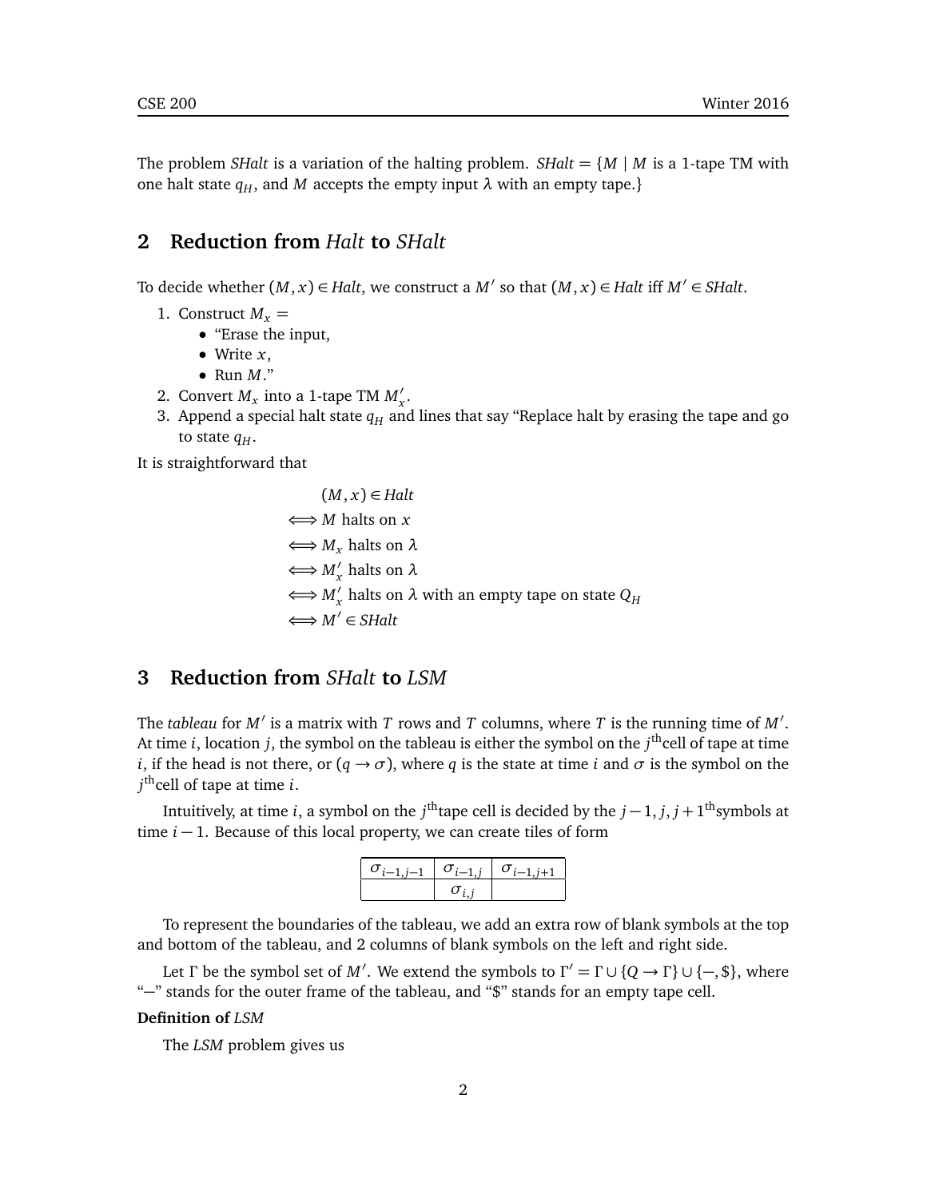The problem *SHalt* is a variation of the halting problem. $SHalt = \{M \mid M$ is a 1-tape TM with one halt state $q_H$, and $M$ accepts the empty input $\lambda$ with an empty tape.$\}$

## 2 Reduction from *Halt* to *SHalt*

To decide whether $(M, x) \in Halt$, we construct a $M'$ so that $(M, x) \in Halt$ iff $M' \in SHalt$.

1. Construct $M_x$ =
   - "Erase the input,
   - Write $x$,
   - Run $M$."
2. Convert $M_x$ into a 1-tape TM $M'_x$.
3. Append a special halt state $q_H$ and lines that say "Replace halt by erasing the tape and go to state $q_H$.

It is straightforward that

$$
\begin{aligned}
& (M, x) \in Halt \\
\Longleftrightarrow\ & M \text{ halts on } x \\
\Longleftrightarrow\ & M_x \text{ halts on } \lambda \\
\Longleftrightarrow\ & M'_x \text{ halts on } \lambda \\
\Longleftrightarrow\ & M'_x \text{ halts on } \lambda \text{ with an empty tape on state } Q_H \\
\Longleftrightarrow\ & M' \in SHalt
\end{aligned}
$$

## 3 Reduction from *SHalt* to *LSM*

The *tableau* for $M'$ is a matrix with $T$ rows and $T$ columns, where $T$ is the running time of $M'$. At time $i$, location $j$, the symbol on the tableau is either the symbol on the $j^{\text{th}}$cell of tape at time $i$, if the head is not there, or $(q \to \sigma)$, where $q$ is the state at time $i$ and $\sigma$ is the symbol on the $j^{\text{th}}$cell of tape at time $i$.

Intuitively, at time $i$, a symbol on the $j^{\text{th}}$tape cell is decided by the $j-1, j, j+1^{\text{th}}$symbols at time $i-1$. Because of this local property, we can create tiles of form

| $\sigma_{i-1,j-1}$ | $\sigma_{i-1,j}$ | $\sigma_{i-1,j+1}$ |
|---|---|---|
| | $\sigma_{i,j}$ | |

To represent the boundaries of the tableau, we add an extra row of blank symbols at the top and bottom of the tableau, and 2 columns of blank symbols on the left and right side.

Let $\Gamma$ be the symbol set of $M'$. We extend the symbols to $\Gamma' = \Gamma \cup \{Q \to \Gamma\} \cup \{-, \$\}$, where "$-$" stands for the outer frame of the tableau, and "\$" stands for an empty tape cell.

**Definition of** ***LSM***

The *LSM* problem gives us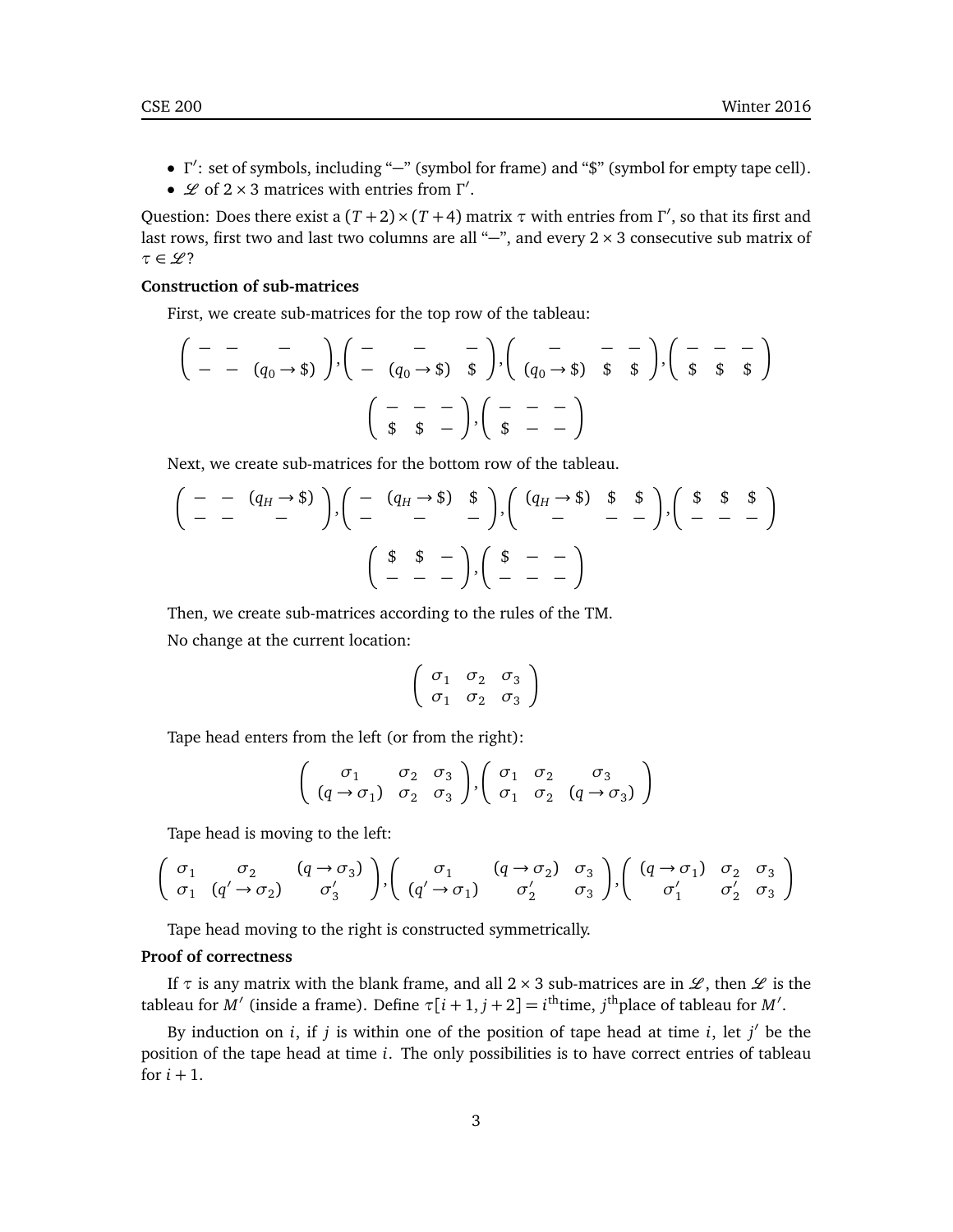- $\Gamma'$: set of symbols, including "$-$" (symbol for frame) and "\$" (symbol for empty tape cell).
- $\mathscr{L}$ of $2 \times 3$ matrices with entries from $\Gamma'$.

Question: Does there exist a $(T+2) \times (T+4)$ matrix $\tau$ with entries from $\Gamma'$, so that its first and last rows, first two and last two columns are all "$-$", and every $2 \times 3$ consecutive sub matrix of $\tau \in \mathscr{L}$?

**Construction of sub-matrices**

First, we create sub-matrices for the top row of the tableau:

$$\begin{pmatrix} - & - & - \\ - & - & (q_0 \to \$) \end{pmatrix}, \begin{pmatrix} - & - & - \\ - & (q_0 \to \$) & \$ \end{pmatrix}, \begin{pmatrix} - & - & - \\ (q_0 \to \$) & \$ & \$ \end{pmatrix}, \begin{pmatrix} - & - & - \\ \$ & \$ & \$ \end{pmatrix}$$

$$\begin{pmatrix} - & - & - \\ \$ & \$ & - \end{pmatrix}, \begin{pmatrix} - & - & - \\ \$ & - & - \end{pmatrix}$$

Next, we create sub-matrices for the bottom row of the tableau.

$$\begin{pmatrix} - & - & (q_H \to \$) \\ - & - & - \end{pmatrix}, \begin{pmatrix} - & (q_H \to \$) & \$ \\ - & - & - \end{pmatrix}, \begin{pmatrix} (q_H \to \$) & \$ & \$ \\ - & - & - \end{pmatrix}, \begin{pmatrix} \$ & \$ & \$ \\ - & - & - \end{pmatrix}$$

$$\begin{pmatrix} \$ & \$ & - \\ - & - & - \end{pmatrix}, \begin{pmatrix} \$ & - & - \\ - & - & - \end{pmatrix}$$

Then, we create sub-matrices according to the rules of the TM.

No change at the current location:

$$\begin{pmatrix} \sigma_1 & \sigma_2 & \sigma_3 \\ \sigma_1 & \sigma_2 & \sigma_3 \end{pmatrix}$$

Tape head enters from the left (or from the right):

$$\begin{pmatrix} \sigma_1 & \sigma_2 & \sigma_3 \\ (q \to \sigma_1) & \sigma_2 & \sigma_3 \end{pmatrix}, \begin{pmatrix} \sigma_1 & \sigma_2 & \sigma_3 \\ \sigma_1 & \sigma_2 & (q \to \sigma_3) \end{pmatrix}$$

Tape head is moving to the left:

$$\begin{pmatrix} \sigma_1 & \sigma_2 & (q \to \sigma_3) \\ \sigma_1 & (q' \to \sigma_2) & \sigma_3' \end{pmatrix}, \begin{pmatrix} \sigma_1 & (q \to \sigma_2) & \sigma_3 \\ (q' \to \sigma_1) & \sigma_2' & \sigma_3 \end{pmatrix}, \begin{pmatrix} (q \to \sigma_1) & \sigma_2 & \sigma_3 \\ \sigma_1' & \sigma_2' & \sigma_3 \end{pmatrix}$$

Tape head moving to the right is constructed symmetrically.

**Proof of correctness**

If $\tau$ is any matrix with the blank frame, and all $2 \times 3$ sub-matrices are in $\mathscr{L}$, then $\mathscr{L}$ is the tableau for $M'$ (inside a frame). Define $\tau[i+1, j+2] = i^{\text{th}}$time, $j^{\text{th}}$place of tableau for $M'$.

By induction on $i$, if $j$ is within one of the position of tape head at time $i$, let $j'$ be the position of the tape head at time $i$. The only possibilities is to have correct entries of tableau for $i+1$.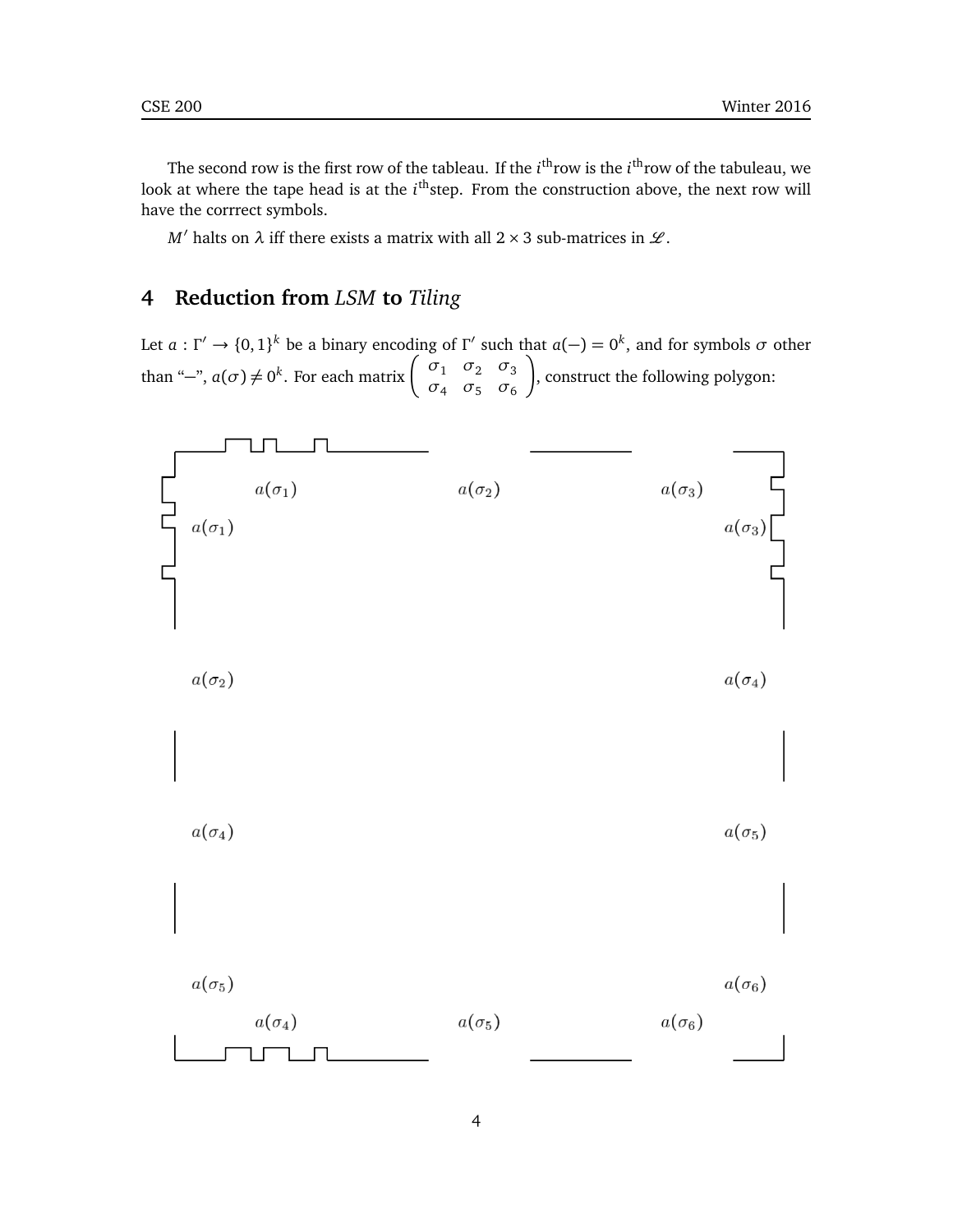The second row is the first row of the tableau. If the $i^{\text{th}}$row is the $i^{\text{th}}$row of the tabuleau, we look at where the tape head is at the $i^{\text{th}}$step. From the construction above, the next row will have the corrrect symbols.

$M'$ halts on $\lambda$ iff there exists a matrix with all $2 \times 3$ sub-matrices in $\mathscr{L}$.

## 4 Reduction from *LSM* to *Tiling*

Let $a : \Gamma' \to \{0,1\}^k$ be a binary encoding of $\Gamma'$ such that $a(-) = 0^k$, and for symbols $\sigma$ other than "–", $a(\sigma) \neq 0^k$. For each matrix $\begin{pmatrix} \sigma_1 & \sigma_2 & \sigma_3 \\ \sigma_4 & \sigma_5 & \sigma_6 \end{pmatrix}$, construct the following polygon:

$a(\sigma_1)$ $a(\sigma_2)$ $a(\sigma_3)$

$a(\sigma_1)$ $a(\sigma_3)$

$a(\sigma_2)$ $a(\sigma_4)$

$a(\sigma_4)$ $a(\sigma_5)$

$a(\sigma_5)$ $a(\sigma_6)$

$a(\sigma_4)$ $a(\sigma_5)$ $a(\sigma_6)$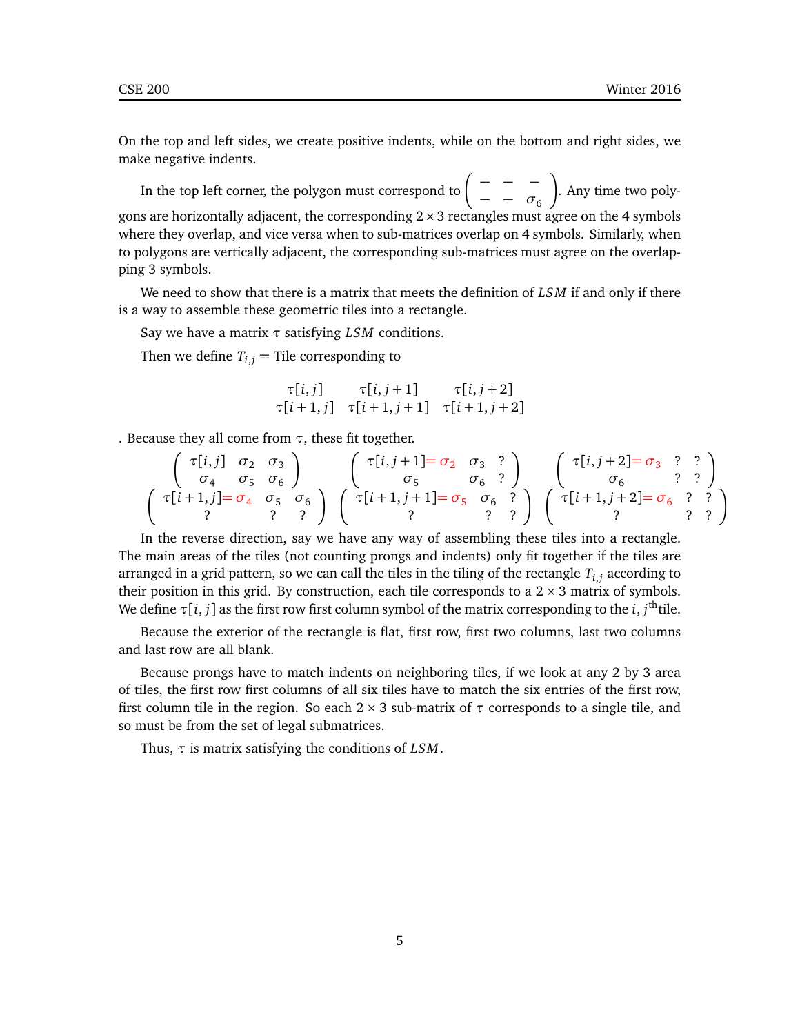On the top and left sides, we create positive indents, while on the bottom and right sides, we make negative indents.

In the top left corner, the polygon must correspond to $\begin{pmatrix} - & - & - \\ - & - & \sigma_6 \end{pmatrix}$. Any time two polygons are horizontally adjacent, the corresponding $2 \times 3$ rectangles must agree on the 4 symbols where they overlap, and vice versa when to sub-matrices overlap on 4 symbols. Similarly, when to polygons are vertically adjacent, the corresponding sub-matrices must agree on the overlapping 3 symbols.

We need to show that there is a matrix that meets the definition of $LSM$ if and only if there is a way to assemble these geometric tiles into a rectangle.

Say we have a matrix $\tau$ satisfying $LSM$ conditions.

Then we define $T_{i,j}$ = Tile corresponding to

$$\begin{matrix} \tau[i,j] & \tau[i,j+1] & \tau[i,j+2] \\ \tau[i+1,j] & \tau[i+1,j+1] & \tau[i+1,j+2] \end{matrix}$$

. Because they all come from $\tau$, these fit together.

$$\begin{matrix} \begin{pmatrix} \tau[i,j] & \sigma_2 & \sigma_3 \\ \sigma_4 & \sigma_5 & \sigma_6 \end{pmatrix} & \begin{pmatrix} \tau[i,j+1] = \sigma_2 & \sigma_3 & ? \\ \sigma_5 & \sigma_6 & ? \end{pmatrix} & \begin{pmatrix} \tau[i,j+2] = \sigma_3 & ? & ? \\ \sigma_6 & ? & ? \end{pmatrix} \\ \begin{pmatrix} \tau[i+1,j] = \sigma_4 & \sigma_5 & \sigma_6 \\ ? & ? & ? \end{pmatrix} & \begin{pmatrix} \tau[i+1,j+1] = \sigma_5 & \sigma_6 & ? \\ ? & ? & ? \end{pmatrix} & \begin{pmatrix} \tau[i+1,j+2] = \sigma_6 & ? & ? \\ ? & ? & ? \end{pmatrix} \end{matrix}$$

In the reverse direction, say we have any way of assembling these tiles into a rectangle. The main areas of the tiles (not counting prongs and indents) only fit together if the tiles are arranged in a grid pattern, so we can call the tiles in the tiling of the rectangle $T_{i,j}$ according to their position in this grid. By construction, each tile corresponds to a $2 \times 3$ matrix of symbols. We define $\tau[i,j]$ as the first row first column symbol of the matrix corresponding to the $i, j^{\text{th}}$ tile.

Because the exterior of the rectangle is flat, first row, first two columns, last two columns and last row are all blank.

Because prongs have to match indents on neighboring tiles, if we look at any 2 by 3 area of tiles, the first row first columns of all six tiles have to match the six entries of the first row, first column tile in the region. So each $2 \times 3$ sub-matrix of $\tau$ corresponds to a single tile, and so must be from the set of legal submatrices.

Thus, $\tau$ is matrix satisfying the conditions of $LSM$.